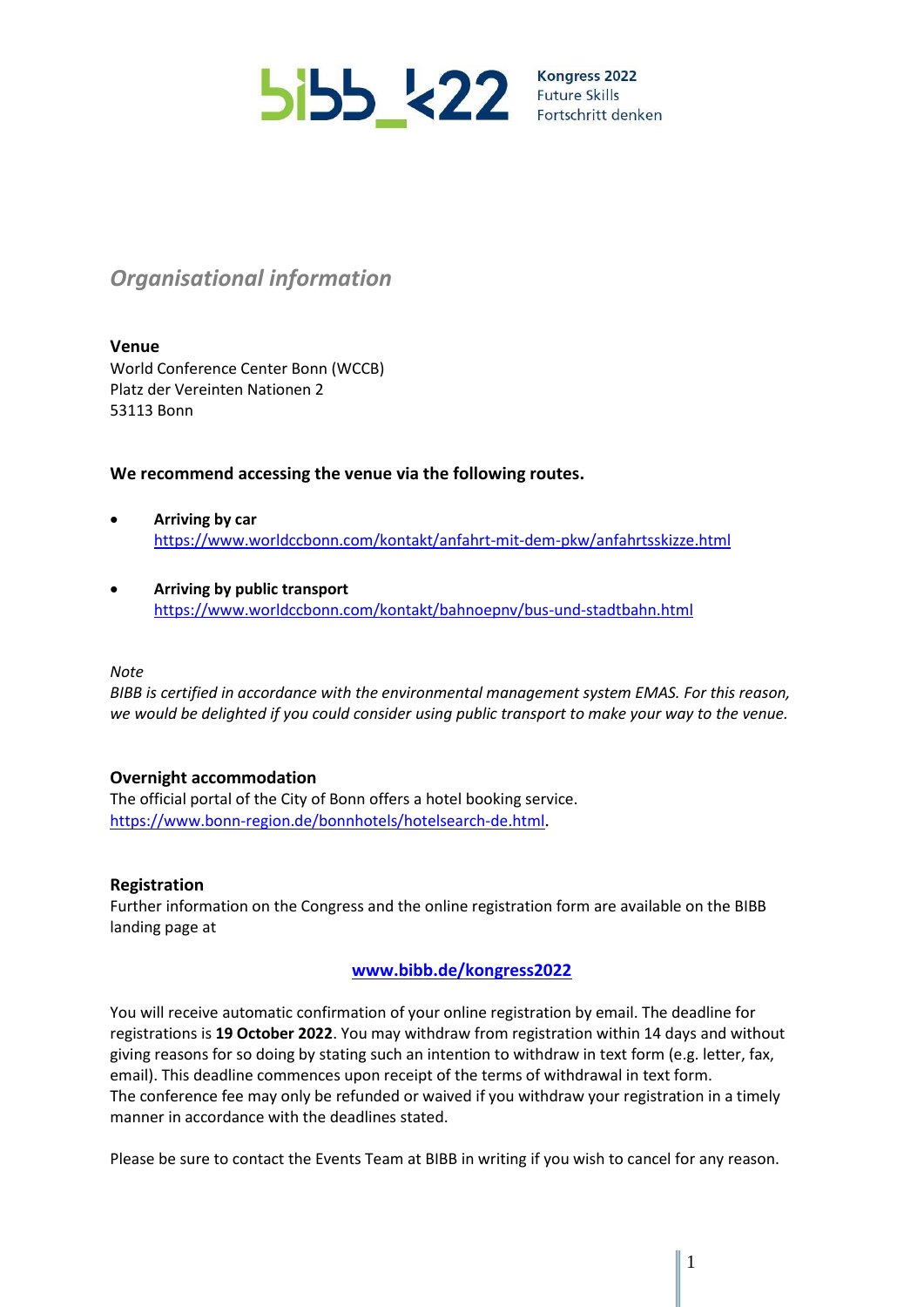bibb_k22 Kongress 2022 Future Skills Fortschritt denken

## *Organisational information*

**Venue**
World Conference Center Bonn (WCCB)
Platz der Vereinten Nationen 2
53113 Bonn

**We recommend accessing the venue via the following routes.**

- **Arriving by car**
  https://www.worldccbonn.com/kontakt/anfahrt-mit-dem-pkw/anfahrtsskizze.html

- **Arriving by public transport**
  https://www.worldccbonn.com/kontakt/bahnoepnv/bus-und-stadtbahn.html

*Note*
*BIBB is certified in accordance with the environmental management system EMAS. For this reason, we would be delighted if you could consider using public transport to make your way to the venue.*

**Overnight accommodation**
The official portal of the City of Bonn offers a hotel booking service.
https://www.bonn-region.de/bonnhotels/hotelsearch-de.html.

**Registration**
Further information on the Congress and the online registration form are available on the BIBB landing page at

**www.bibb.de/kongress2022**

You will receive automatic confirmation of your online registration by email. The deadline for registrations is **19 October 2022**. You may withdraw from registration within 14 days and without giving reasons for so doing by stating such an intention to withdraw in text form (e.g. letter, fax, email). This deadline commences upon receipt of the terms of withdrawal in text form.
The conference fee may only be refunded or waived if you withdraw your registration in a timely manner in accordance with the deadlines stated.

Please be sure to contact the Events Team at BIBB in writing if you wish to cancel for any reason.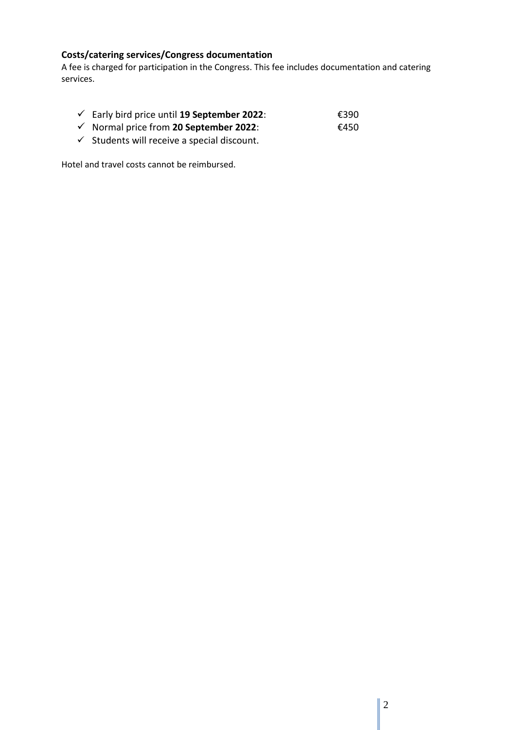### Costs/catering services/Congress documentation

A fee is charged for participation in the Congress. This fee includes documentation and catering services.

- ✓ Early bird price until **19 September 2022**: €390
- ✓ Normal price from **20 September 2022**: €450
- ✓ Students will receive a special discount.

Hotel and travel costs cannot be reimbursed.